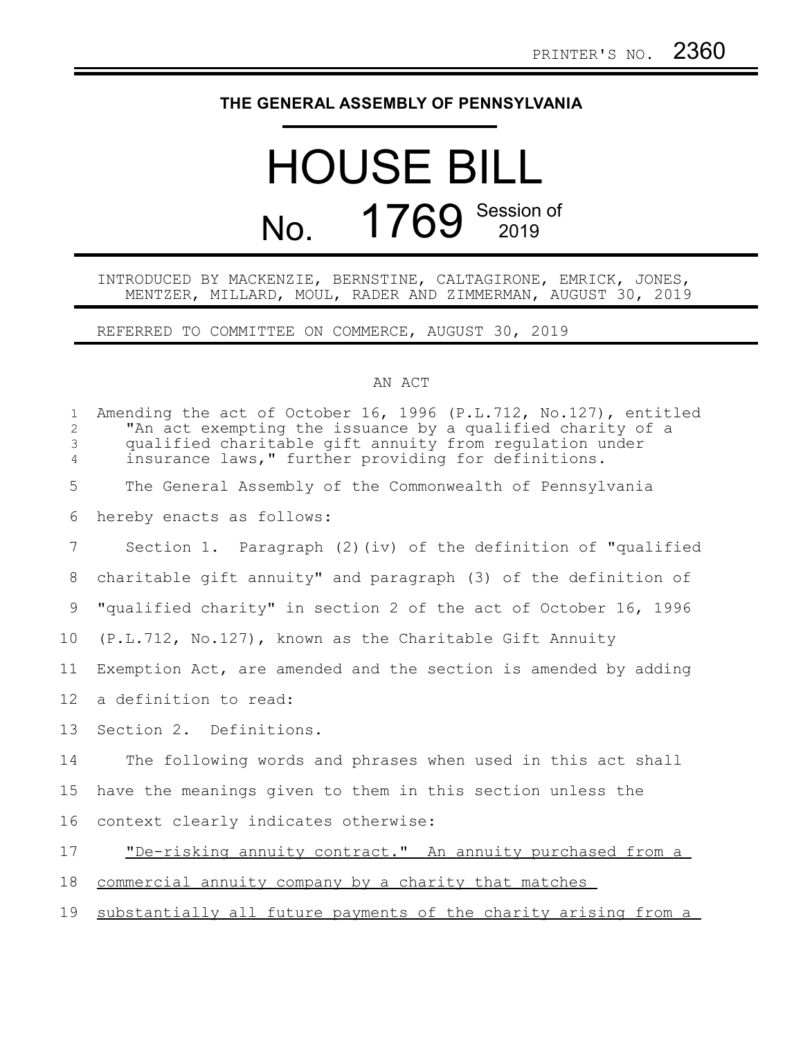PRINTER'S NO. 2360

**THE GENERAL ASSEMBLY OF PENNSYLVANIA**

# HOUSE BILL

# No. 1769 Session of 2019

INTRODUCED BY MACKENZIE, BERNSTINE, CALTAGIRONE, EMRICK, JONES, MENTZER, MILLARD, MOUL, RADER AND ZIMMERMAN, AUGUST 30, 2019

REFERRED TO COMMITTEE ON COMMERCE, AUGUST 30, 2019

AN ACT

Amending the act of October 16, 1996 (P.L.712, No.127), entitled "An act exempting the issuance by a qualified charity of a qualified charitable gift annuity from regulation under insurance laws," further providing for definitions.

The General Assembly of the Commonwealth of Pennsylvania hereby enacts as follows:

Section 1. Paragraph (2)(iv) of the definition of "qualified charitable gift annuity" and paragraph (3) of the definition of "qualified charity" in section 2 of the act of October 16, 1996 (P.L.712, No.127), known as the Charitable Gift Annuity Exemption Act, are amended and the section is amended by adding a definition to read:

Section 2. Definitions.

The following words and phrases when used in this act shall have the meanings given to them in this section unless the context clearly indicates otherwise:

"De-risking annuity contract." An annuity purchased from a commercial annuity company by a charity that matches substantially all future payments of the charity arising from a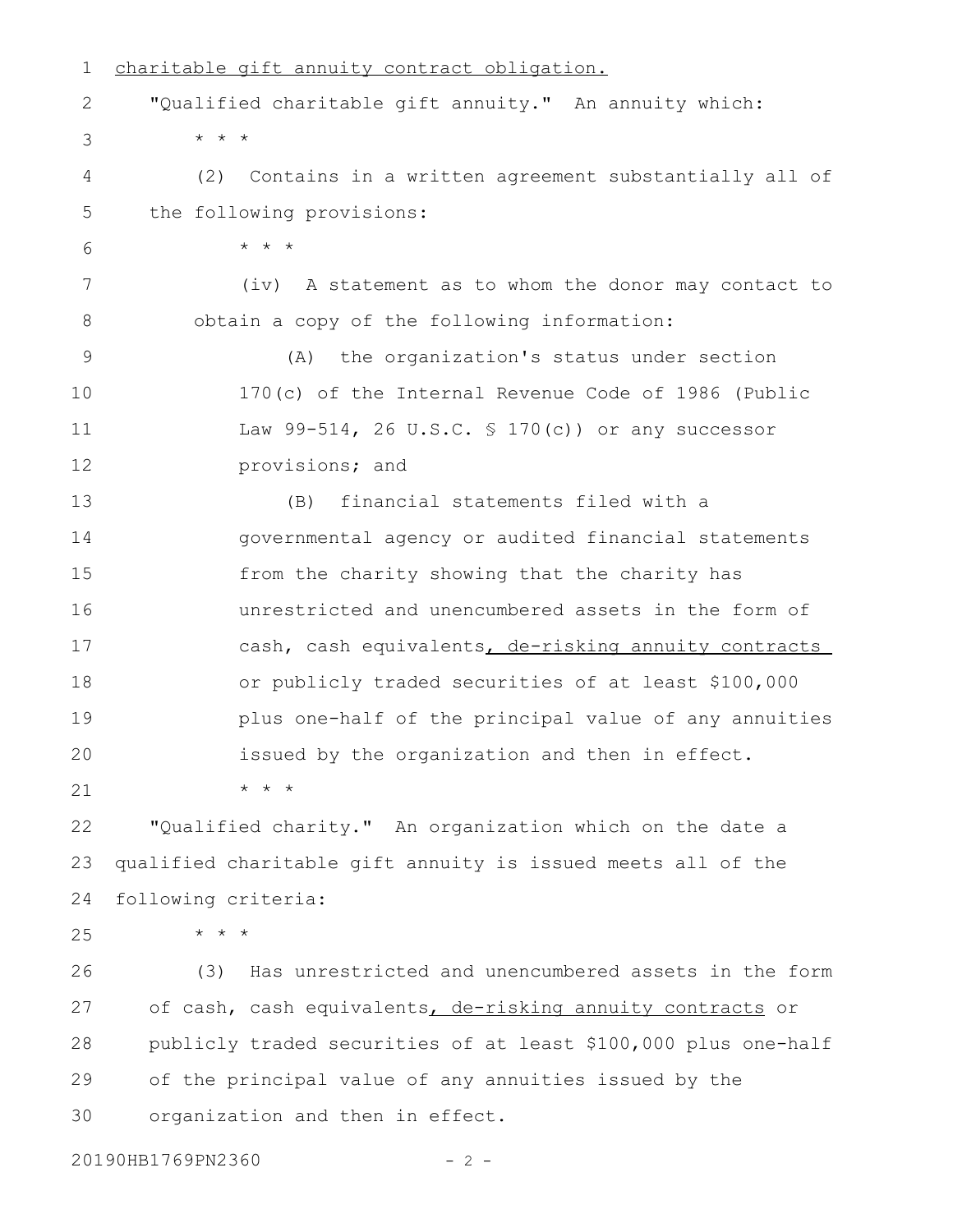charitable gift annuity contract obligation.

"Qualified charitable gift annuity." An annuity which:

\* \* \*

(2) Contains in a written agreement substantially all of the following provisions:

\* \* \*

(iv) A statement as to whom the donor may contact to obtain a copy of the following information:

(A) the organization's status under section 170(c) of the Internal Revenue Code of 1986 (Public Law 99-514, 26 U.S.C. § 170(c)) or any successor provisions; and

(B) financial statements filed with a governmental agency or audited financial statements from the charity showing that the charity has unrestricted and unencumbered assets in the form of cash, cash equivalents, de-risking annuity contracts or publicly traded securities of at least $100,000 plus one-half of the principal value of any annuities issued by the organization and then in effect.

\* \* \*

"Qualified charity." An organization which on the date a qualified charitable gift annuity is issued meets all of the following criteria:

\* \* \*

(3) Has unrestricted and unencumbered assets in the form of cash, cash equivalents, de-risking annuity contracts or publicly traded securities of at least $100,000 plus one-half of the principal value of any annuities issued by the organization and then in effect.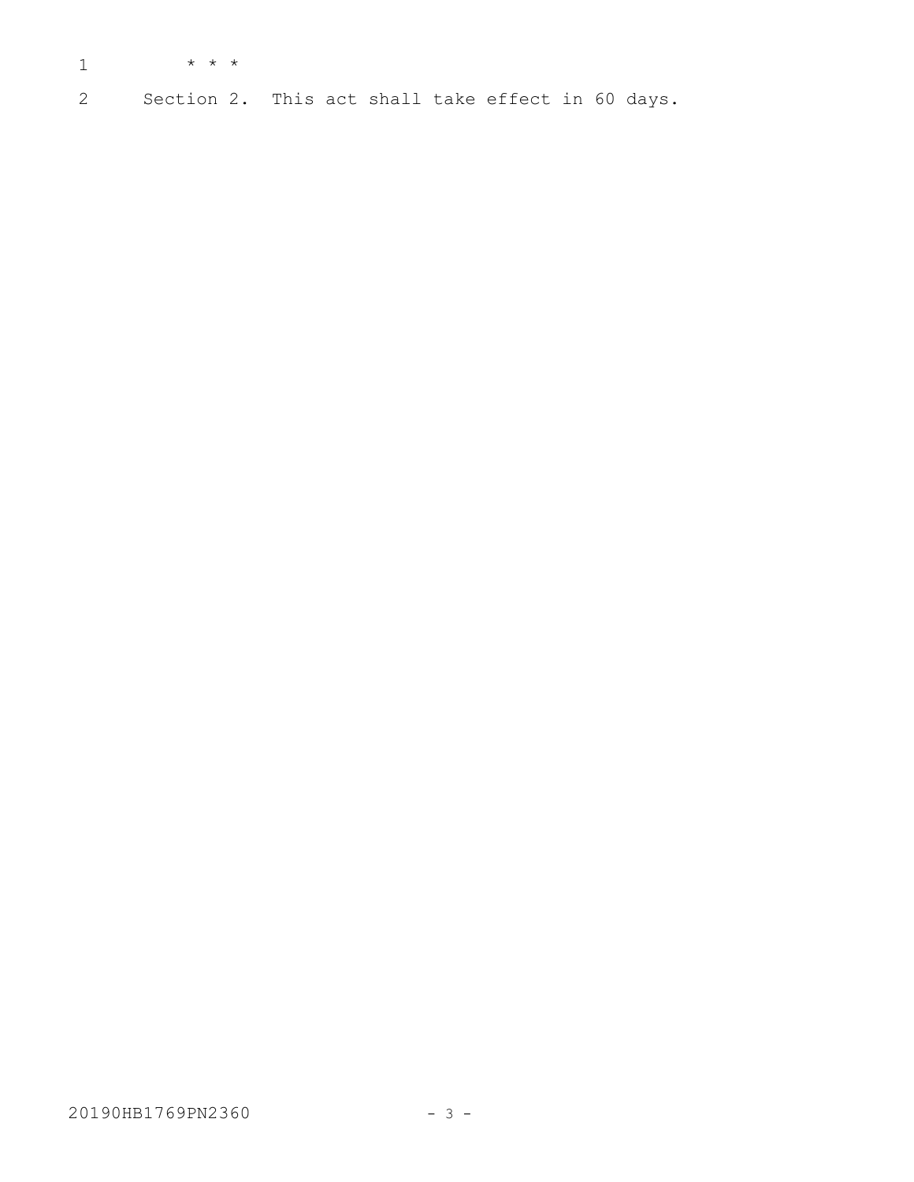* * *

Section 2. This act shall take effect in 60 days.